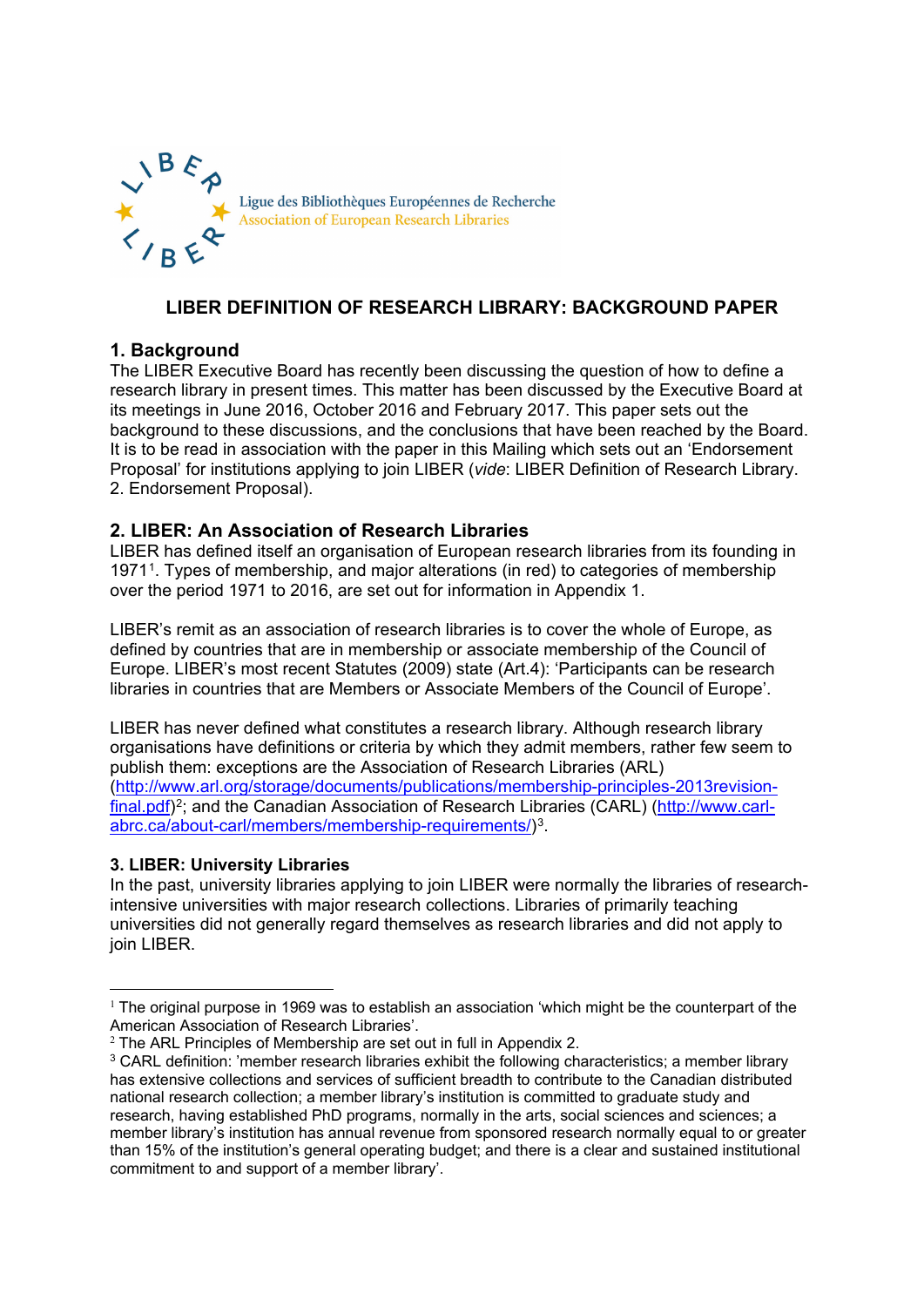Ligue des Bibliothèques Européennes de Recherche
Association of European Research Libraries

# LIBER DEFINITION OF RESEARCH LIBRARY: BACKGROUND PAPER

## 1. Background

The LIBER Executive Board has recently been discussing the question of how to define a research library in present times. This matter has been discussed by the Executive Board at its meetings in June 2016, October 2016 and February 2017. This paper sets out the background to these discussions, and the conclusions that have been reached by the Board. It is to be read in association with the paper in this Mailing which sets out an 'Endorsement Proposal' for institutions applying to join LIBER (*vide*: LIBER Definition of Research Library. 2. Endorsement Proposal).

## 2. LIBER: An Association of Research Libraries

LIBER has defined itself an organisation of European research libraries from its founding in 1971[1]. Types of membership, and major alterations (in red) to categories of membership over the period 1971 to 2016, are set out for information in Appendix 1.

LIBER's remit as an association of research libraries is to cover the whole of Europe, as defined by countries that are in membership or associate membership of the Council of Europe. LIBER's most recent Statutes (2009) state (Art.4): 'Participants can be research libraries in countries that are Members or Associate Members of the Council of Europe'.

LIBER has never defined what constitutes a research library. Although research library organisations have definitions or criteria by which they admit members, rather few seem to publish them: exceptions are the Association of Research Libraries (ARL) (http://www.arl.org/storage/documents/publications/membership-principles-2013revision-final.pdf)[2]; and the Canadian Association of Research Libraries (CARL) (http://www.carl-abrc.ca/about-carl/members/membership-requirements/)[3].

## 3. LIBER: University Libraries

In the past, university libraries applying to join LIBER were normally the libraries of research-intensive universities with major research collections. Libraries of primarily teaching universities did not generally regard themselves as research libraries and did not apply to join LIBER.

---

[1] The original purpose in 1969 was to establish an association 'which might be the counterpart of the American Association of Research Libraries'.

[2] The ARL Principles of Membership are set out in full in Appendix 2.

[3] CARL definition: 'member research libraries exhibit the following characteristics; a member library has extensive collections and services of sufficient breadth to contribute to the Canadian distributed national research collection; a member library's institution is committed to graduate study and research, having established PhD programs, normally in the arts, social sciences and sciences; a member library's institution has annual revenue from sponsored research normally equal to or greater than 15% of the institution's general operating budget; and there is a clear and sustained institutional commitment to and support of a member library'.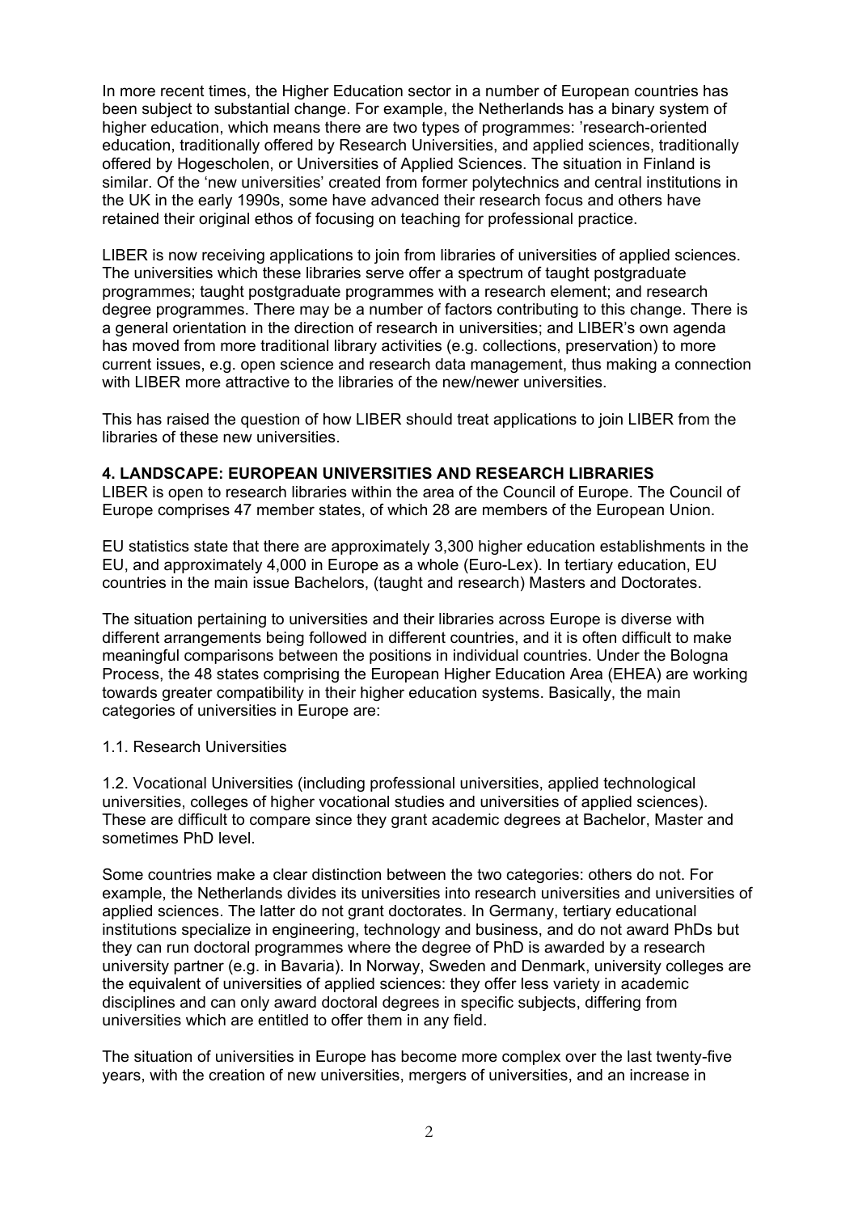In more recent times, the Higher Education sector in a number of European countries has been subject to substantial change. For example, the Netherlands has a binary system of higher education, which means there are two types of programmes: 'research-oriented education, traditionally offered by Research Universities, and applied sciences, traditionally offered by Hogescholen, or Universities of Applied Sciences. The situation in Finland is similar. Of the 'new universities' created from former polytechnics and central institutions in the UK in the early 1990s, some have advanced their research focus and others have retained their original ethos of focusing on teaching for professional practice.

LIBER is now receiving applications to join from libraries of universities of applied sciences. The universities which these libraries serve offer a spectrum of taught postgraduate programmes; taught postgraduate programmes with a research element; and research degree programmes. There may be a number of factors contributing to this change. There is a general orientation in the direction of research in universities; and LIBER's own agenda has moved from more traditional library activities (e.g. collections, preservation) to more current issues, e.g. open science and research data management, thus making a connection with LIBER more attractive to the libraries of the new/newer universities.

This has raised the question of how LIBER should treat applications to join LIBER from the libraries of these new universities.

**4. LANDSCAPE: EUROPEAN UNIVERSITIES AND RESEARCH LIBRARIES**

LIBER is open to research libraries within the area of the Council of Europe. The Council of Europe comprises 47 member states, of which 28 are members of the European Union.

EU statistics state that there are approximately 3,300 higher education establishments in the EU, and approximately 4,000 in Europe as a whole (Euro-Lex). In tertiary education, EU countries in the main issue Bachelors, (taught and research) Masters and Doctorates.

The situation pertaining to universities and their libraries across Europe is diverse with different arrangements being followed in different countries, and it is often difficult to make meaningful comparisons between the positions in individual countries. Under the Bologna Process, the 48 states comprising the European Higher Education Area (EHEA) are working towards greater compatibility in their higher education systems. Basically, the main categories of universities in Europe are:

1.1. Research Universities

1.2. Vocational Universities (including professional universities, applied technological universities, colleges of higher vocational studies and universities of applied sciences). These are difficult to compare since they grant academic degrees at Bachelor, Master and sometimes PhD level.

Some countries make a clear distinction between the two categories: others do not. For example, the Netherlands divides its universities into research universities and universities of applied sciences. The latter do not grant doctorates. In Germany, tertiary educational institutions specialize in engineering, technology and business, and do not award PhDs but they can run doctoral programmes where the degree of PhD is awarded by a research university partner (e.g. in Bavaria). In Norway, Sweden and Denmark, university colleges are the equivalent of universities of applied sciences: they offer less variety in academic disciplines and can only award doctoral degrees in specific subjects, differing from universities which are entitled to offer them in any field.

The situation of universities in Europe has become more complex over the last twenty-five years, with the creation of new universities, mergers of universities, and an increase in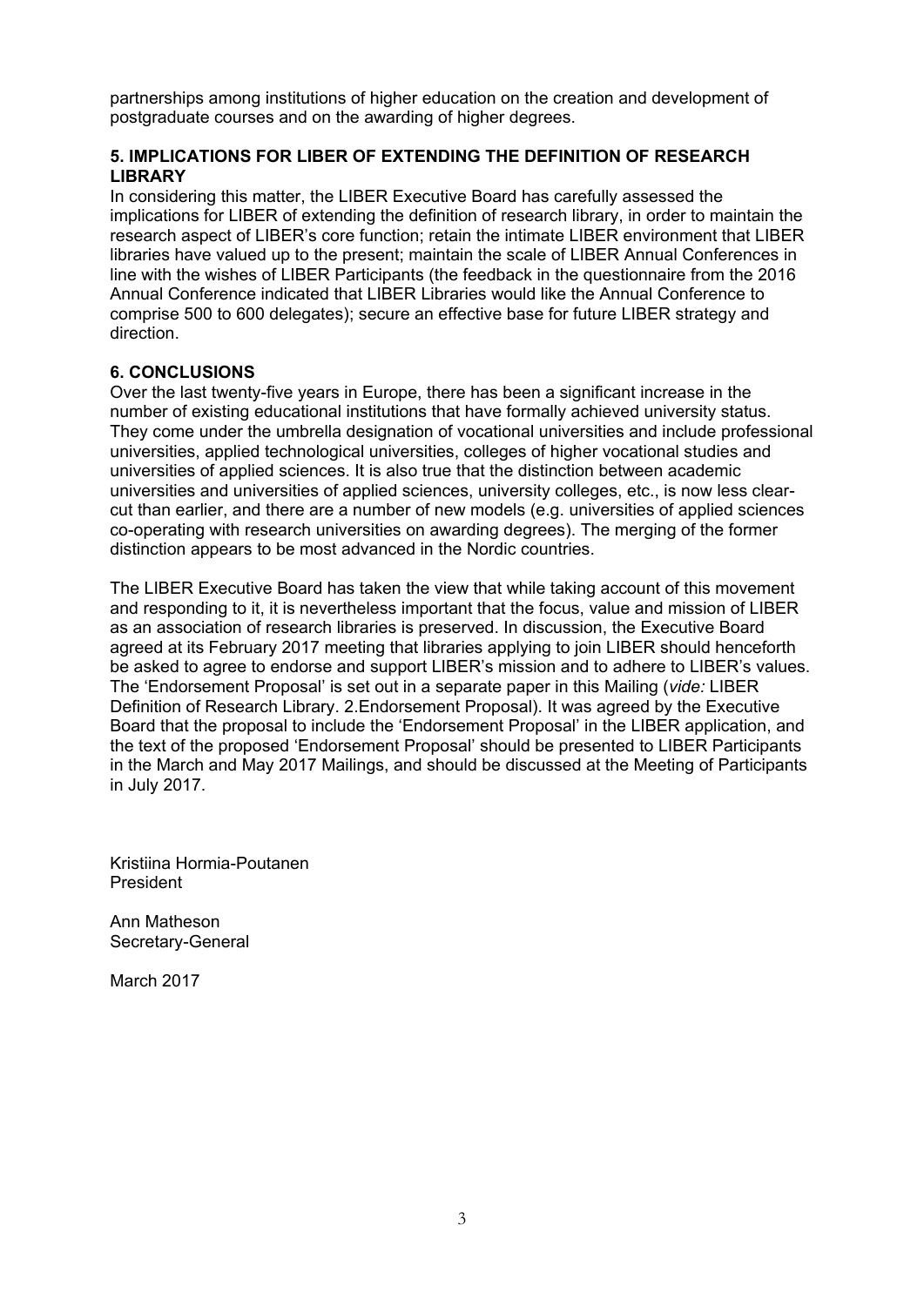partnerships among institutions of higher education on the creation and development of postgraduate courses and on the awarding of higher degrees.

## 5. IMPLICATIONS FOR LIBER OF EXTENDING THE DEFINITION OF RESEARCH LIBRARY

In considering this matter, the LIBER Executive Board has carefully assessed the implications for LIBER of extending the definition of research library, in order to maintain the research aspect of LIBER's core function; retain the intimate LIBER environment that LIBER libraries have valued up to the present; maintain the scale of LIBER Annual Conferences in line with the wishes of LIBER Participants (the feedback in the questionnaire from the 2016 Annual Conference indicated that LIBER Libraries would like the Annual Conference to comprise 500 to 600 delegates); secure an effective base for future LIBER strategy and direction.

## 6. CONCLUSIONS

Over the last twenty-five years in Europe, there has been a significant increase in the number of existing educational institutions that have formally achieved university status. They come under the umbrella designation of vocational universities and include professional universities, applied technological universities, colleges of higher vocational studies and universities of applied sciences. It is also true that the distinction between academic universities and universities of applied sciences, university colleges, etc., is now less clear-cut than earlier, and there are a number of new models (e.g. universities of applied sciences co-operating with research universities on awarding degrees). The merging of the former distinction appears to be most advanced in the Nordic countries.

The LIBER Executive Board has taken the view that while taking account of this movement and responding to it, it is nevertheless important that the focus, value and mission of LIBER as an association of research libraries is preserved. In discussion, the Executive Board agreed at its February 2017 meeting that libraries applying to join LIBER should henceforth be asked to agree to endorse and support LIBER's mission and to adhere to LIBER's values. The 'Endorsement Proposal' is set out in a separate paper in this Mailing (*vide:* LIBER Definition of Research Library. 2.Endorsement Proposal). It was agreed by the Executive Board that the proposal to include the 'Endorsement Proposal' in the LIBER application, and the text of the proposed 'Endorsement Proposal' should be presented to LIBER Participants in the March and May 2017 Mailings, and should be discussed at the Meeting of Participants in July 2017.

Kristiina Hormia-Poutanen
President

Ann Matheson
Secretary-General

March 2017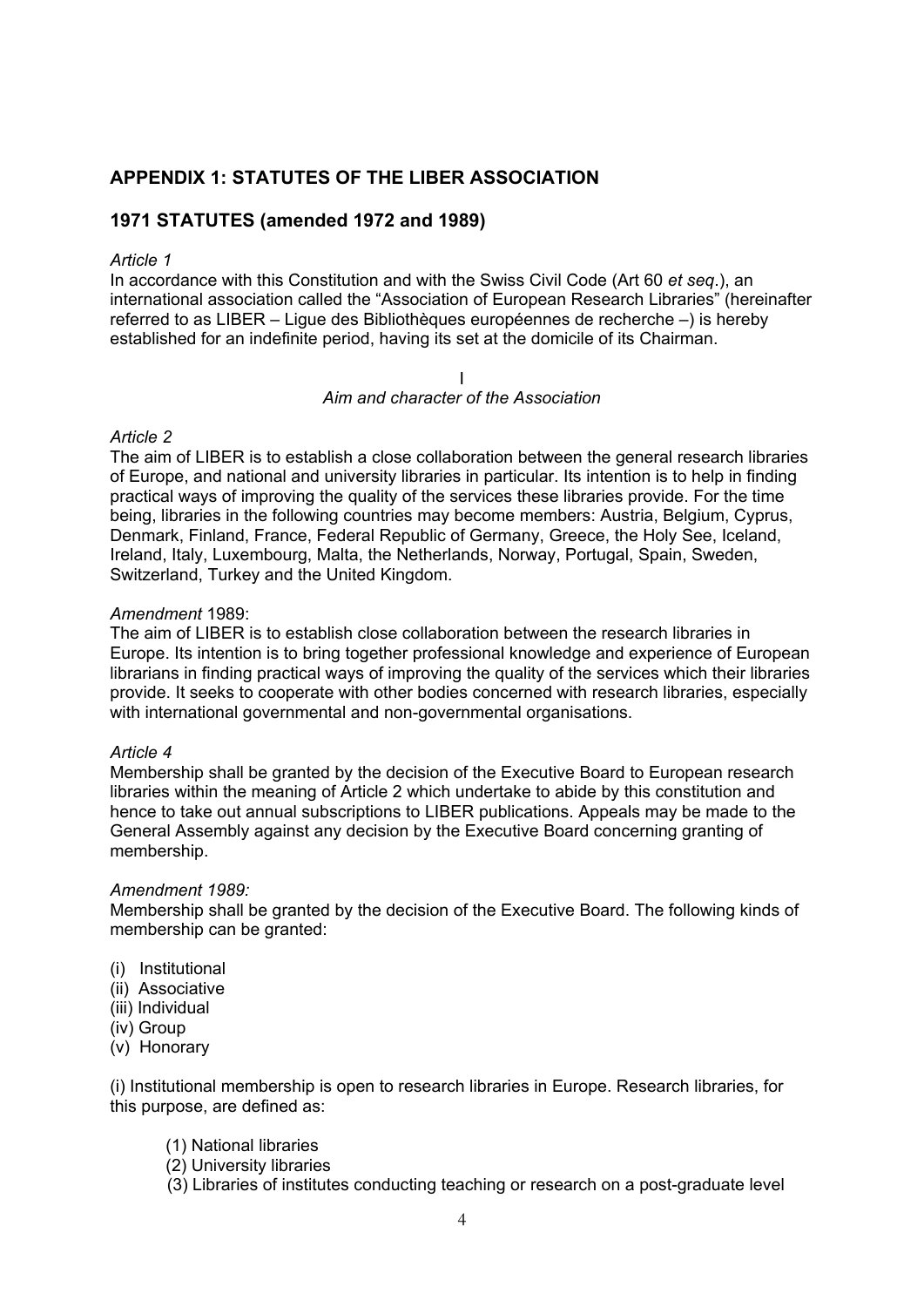## APPENDIX 1: STATUTES OF THE LIBER ASSOCIATION

## 1971 STATUTES (amended 1972 and 1989)

*Article 1*
In accordance with this Constitution and with the Swiss Civil Code (Art 60 *et seq*.), an international association called the "Association of European Research Libraries" (hereinafter referred to as LIBER – Ligue des Bibliothèques européennes de recherche –) is hereby established for an indefinite period, having its set at the domicile of its Chairman.

I
*Aim and character of the Association*

*Article 2*
The aim of LIBER is to establish a close collaboration between the general research libraries of Europe, and national and university libraries in particular. Its intention is to help in finding practical ways of improving the quality of the services these libraries provide. For the time being, libraries in the following countries may become members: Austria, Belgium, Cyprus, Denmark, Finland, France, Federal Republic of Germany, Greece, the Holy See, Iceland, Ireland, Italy, Luxembourg, Malta, the Netherlands, Norway, Portugal, Spain, Sweden, Switzerland, Turkey and the United Kingdom.

*Amendment* 1989:
The aim of LIBER is to establish close collaboration between the research libraries in Europe. Its intention is to bring together professional knowledge and experience of European librarians in finding practical ways of improving the quality of the services which their libraries provide. It seeks to cooperate with other bodies concerned with research libraries, especially with international governmental and non-governmental organisations.

*Article 4*
Membership shall be granted by the decision of the Executive Board to European research libraries within the meaning of Article 2 which undertake to abide by this constitution and hence to take out annual subscriptions to LIBER publications. Appeals may be made to the General Assembly against any decision by the Executive Board concerning granting of membership.

*Amendment 1989:*
Membership shall be granted by the decision of the Executive Board. The following kinds of membership can be granted:

(i) Institutional
(ii) Associative
(iii) Individual
(iv) Group
(v) Honorary

(i) Institutional membership is open to research libraries in Europe. Research libraries, for this purpose, are defined as:

(1) National libraries
(2) University libraries
(3) Libraries of institutes conducting teaching or research on a post-graduate level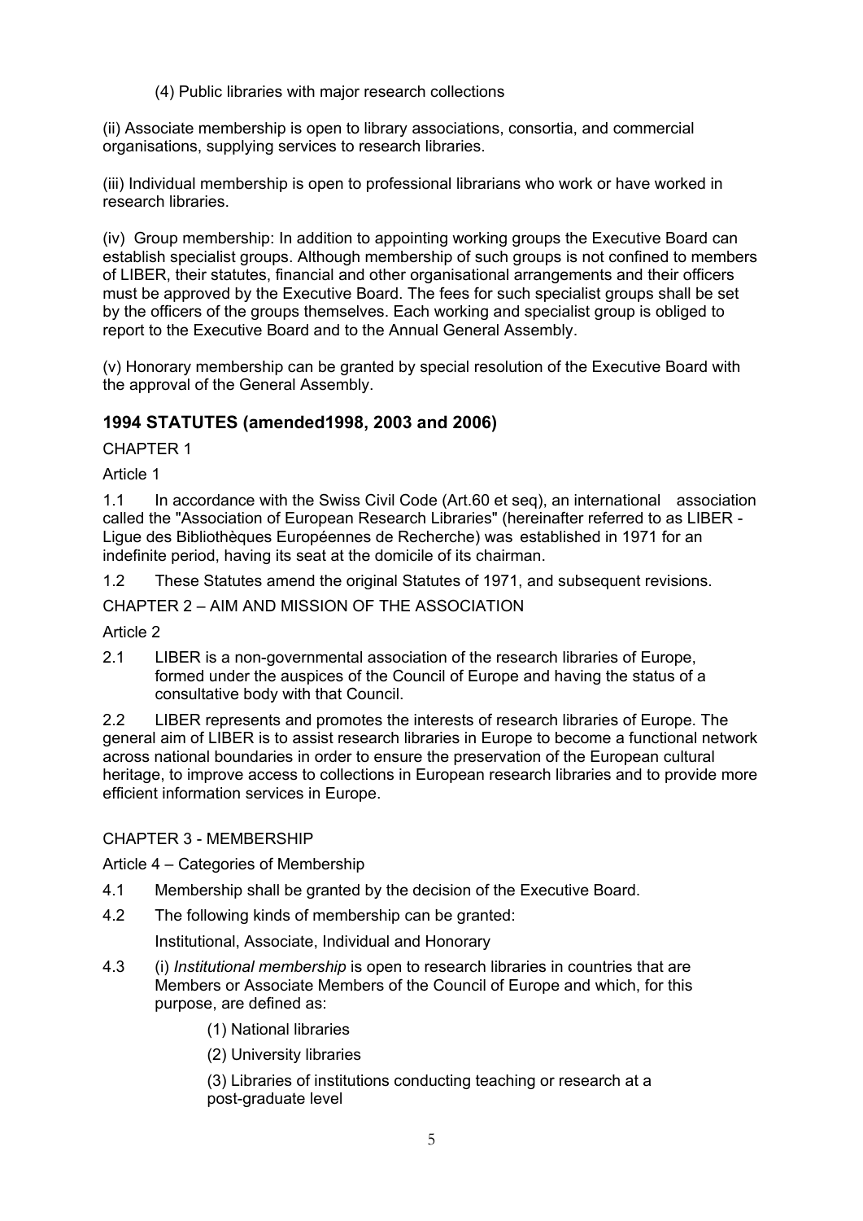(4) Public libraries with major research collections

(ii) Associate membership is open to library associations, consortia, and commercial organisations, supplying services to research libraries.

(iii) Individual membership is open to professional librarians who work or have worked in research libraries.

(iv) Group membership: In addition to appointing working groups the Executive Board can establish specialist groups. Although membership of such groups is not confined to members of LIBER, their statutes, financial and other organisational arrangements and their officers must be approved by the Executive Board. The fees for such specialist groups shall be set by the officers of the groups themselves. Each working and specialist group is obliged to report to the Executive Board and to the Annual General Assembly.

(v) Honorary membership can be granted by special resolution of the Executive Board with the approval of the General Assembly.

## 1994 STATUTES (amended1998, 2003 and 2006)

CHAPTER 1

Article 1

1.1 In accordance with the Swiss Civil Code (Art.60 et seq), an international association called the "Association of European Research Libraries" (hereinafter referred to as LIBER - Ligue des Bibliothèques Européennes de Recherche) was established in 1971 for an indefinite period, having its seat at the domicile of its chairman.

1.2 These Statutes amend the original Statutes of 1971, and subsequent revisions.

CHAPTER 2 – AIM AND MISSION OF THE ASSOCIATION

Article 2

2.1 LIBER is a non-governmental association of the research libraries of Europe, formed under the auspices of the Council of Europe and having the status of a consultative body with that Council.

2.2 LIBER represents and promotes the interests of research libraries of Europe. The general aim of LIBER is to assist research libraries in Europe to become a functional network across national boundaries in order to ensure the preservation of the European cultural heritage, to improve access to collections in European research libraries and to provide more efficient information services in Europe.

CHAPTER 3 - MEMBERSHIP

Article 4 – Categories of Membership

4.1 Membership shall be granted by the decision of the Executive Board.

4.2 The following kinds of membership can be granted:

Institutional, Associate, Individual and Honorary

4.3 (i) *Institutional membership* is open to research libraries in countries that are Members or Associate Members of the Council of Europe and which, for this purpose, are defined as:

(1) National libraries

(2) University libraries

(3) Libraries of institutions conducting teaching or research at a post-graduate level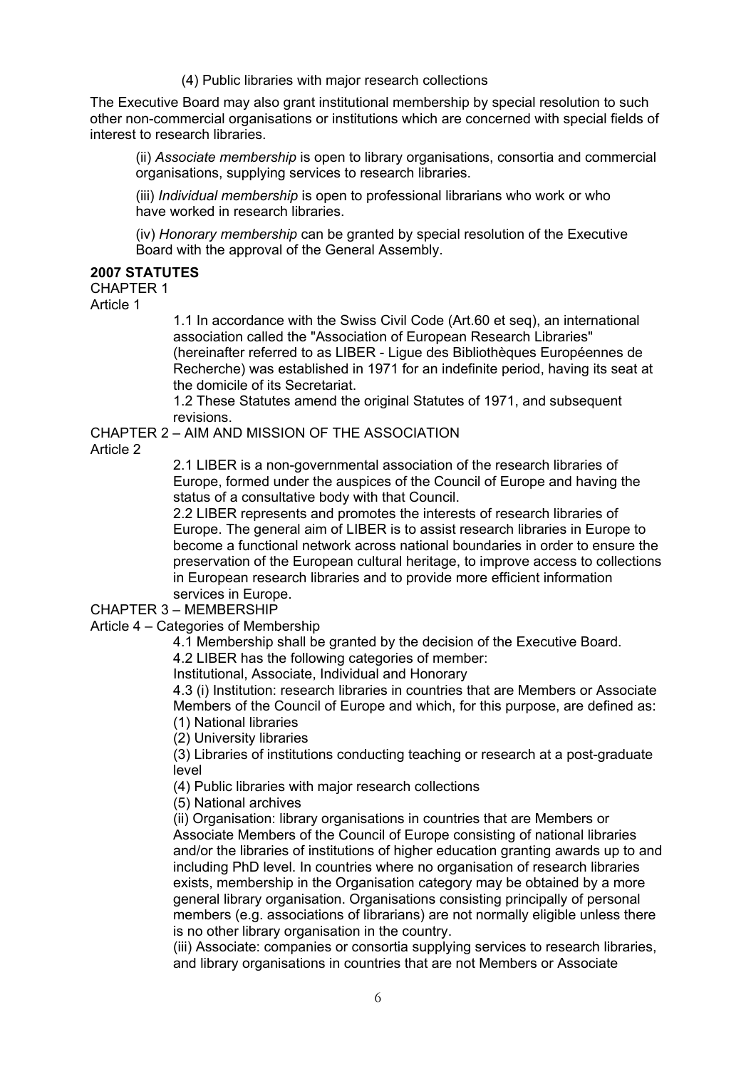(4) Public libraries with major research collections

The Executive Board may also grant institutional membership by special resolution to such other non-commercial organisations or institutions which are concerned with special fields of interest to research libraries.

(ii) *Associate membership* is open to library organisations, consortia and commercial organisations, supplying services to research libraries.

(iii) *Individual membership* is open to professional librarians who work or who have worked in research libraries.

(iv) *Honorary membership* can be granted by special resolution of the Executive Board with the approval of the General Assembly.

**2007 STATUTES**

CHAPTER 1

Article 1

1.1 In accordance with the Swiss Civil Code (Art.60 et seq), an international association called the "Association of European Research Libraries" (hereinafter referred to as LIBER - Ligue des Bibliothèques Européennes de Recherche) was established in 1971 for an indefinite period, having its seat at the domicile of its Secretariat.

1.2 These Statutes amend the original Statutes of 1971, and subsequent revisions.

CHAPTER 2 – AIM AND MISSION OF THE ASSOCIATION

Article 2

2.1 LIBER is a non-governmental association of the research libraries of Europe, formed under the auspices of the Council of Europe and having the status of a consultative body with that Council.

2.2 LIBER represents and promotes the interests of research libraries of Europe. The general aim of LIBER is to assist research libraries in Europe to become a functional network across national boundaries in order to ensure the preservation of the European cultural heritage, to improve access to collections in European research libraries and to provide more efficient information services in Europe.

CHAPTER 3 – MEMBERSHIP

Article 4 – Categories of Membership

4.1 Membership shall be granted by the decision of the Executive Board.

4.2 LIBER has the following categories of member:

Institutional, Associate, Individual and Honorary

4.3 (i) Institution: research libraries in countries that are Members or Associate Members of the Council of Europe and which, for this purpose, are defined as:

(1) National libraries

(2) University libraries

(3) Libraries of institutions conducting teaching or research at a post-graduate level

(4) Public libraries with major research collections

(5) National archives

(ii) Organisation: library organisations in countries that are Members or Associate Members of the Council of Europe consisting of national libraries and/or the libraries of institutions of higher education granting awards up to and including PhD level. In countries where no organisation of research libraries exists, membership in the Organisation category may be obtained by a more general library organisation. Organisations consisting principally of personal members (e.g. associations of librarians) are not normally eligible unless there is no other library organisation in the country.

(iii) Associate: companies or consortia supplying services to research libraries, and library organisations in countries that are not Members or Associate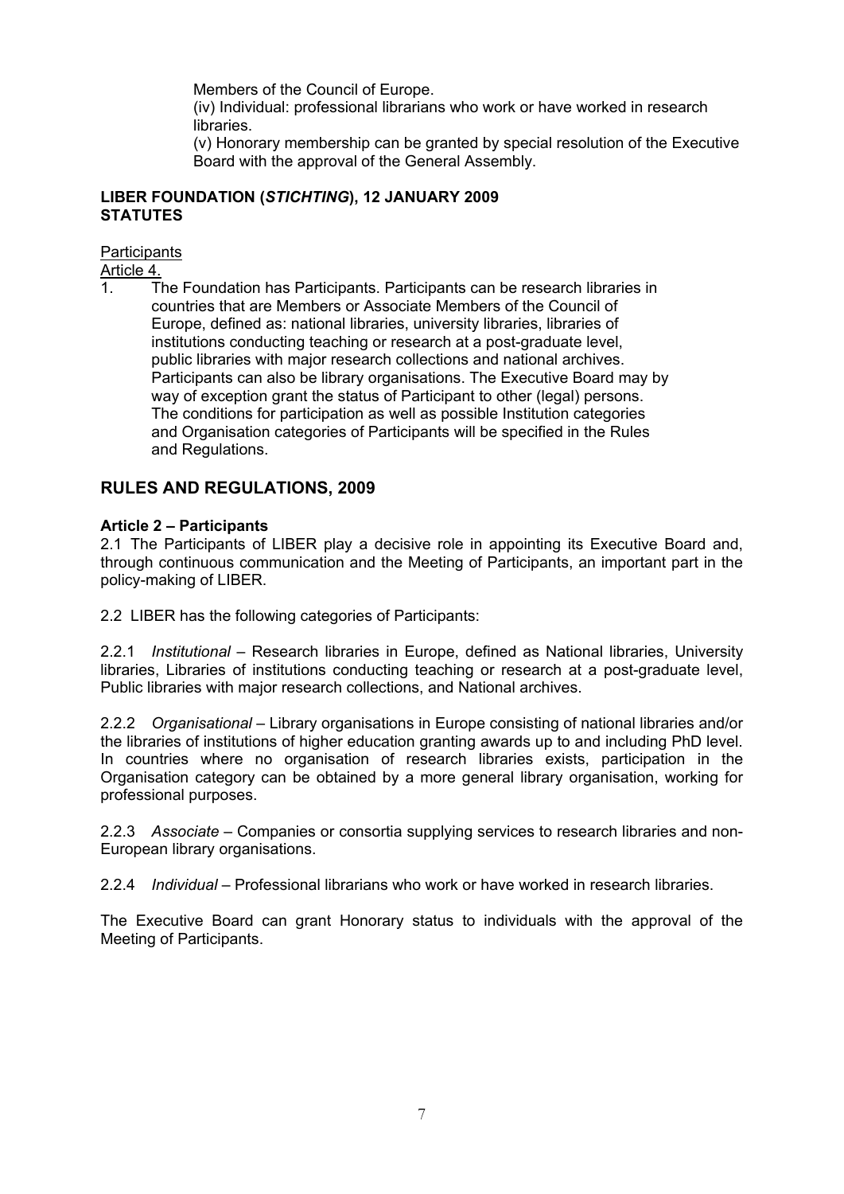Members of the Council of Europe.

(iv) Individual: professional librarians who work or have worked in research libraries.

(v) Honorary membership can be granted by special resolution of the Executive Board with the approval of the General Assembly.

**LIBER FOUNDATION (*STICHTING*), 12 JANUARY 2009**
**STATUTES**

Participants

Article 4.

1. The Foundation has Participants. Participants can be research libraries in countries that are Members or Associate Members of the Council of Europe, defined as: national libraries, university libraries, libraries of institutions conducting teaching or research at a post-graduate level, public libraries with major research collections and national archives. Participants can also be library organisations. The Executive Board may by way of exception grant the status of Participant to other (legal) persons. The conditions for participation as well as possible Institution categories and Organisation categories of Participants will be specified in the Rules and Regulations.

## RULES AND REGULATIONS, 2009

**Article 2 – Participants**

2.1 The Participants of LIBER play a decisive role in appointing its Executive Board and, through continuous communication and the Meeting of Participants, an important part in the policy-making of LIBER.

2.2 LIBER has the following categories of Participants:

2.2.1 *Institutional* – Research libraries in Europe, defined as National libraries, University libraries, Libraries of institutions conducting teaching or research at a post-graduate level, Public libraries with major research collections, and National archives.

2.2.2 *Organisational* – Library organisations in Europe consisting of national libraries and/or the libraries of institutions of higher education granting awards up to and including PhD level. In countries where no organisation of research libraries exists, participation in the Organisation category can be obtained by a more general library organisation, working for professional purposes.

2.2.3 *Associate* – Companies or consortia supplying services to research libraries and non-European library organisations.

2.2.4 *Individual* – Professional librarians who work or have worked in research libraries.

The Executive Board can grant Honorary status to individuals with the approval of the Meeting of Participants.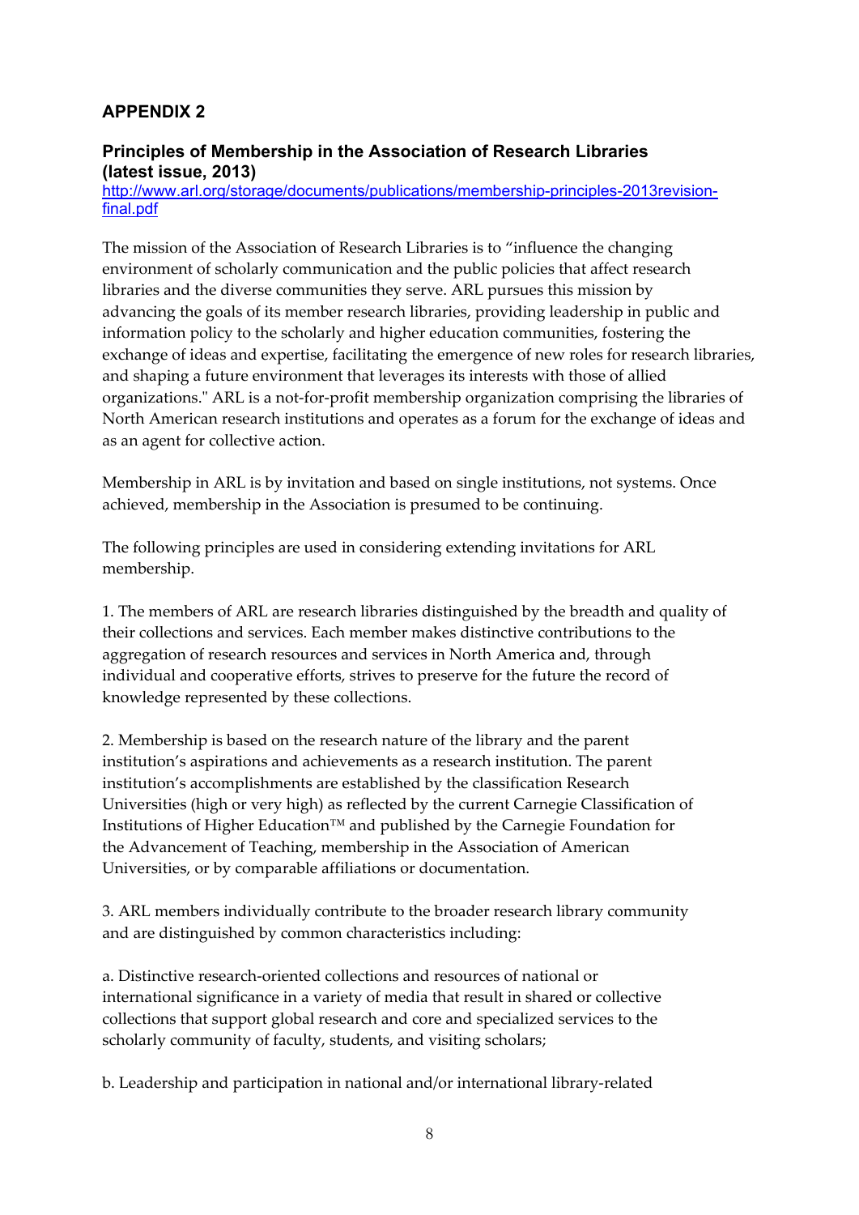## APPENDIX 2

### Principles of Membership in the Association of Research Libraries (latest issue, 2013)

http://www.arl.org/storage/documents/publications/membership-principles-2013revision-final.pdf

The mission of the Association of Research Libraries is to "influence the changing environment of scholarly communication and the public policies that affect research libraries and the diverse communities they serve. ARL pursues this mission by advancing the goals of its member research libraries, providing leadership in public and information policy to the scholarly and higher education communities, fostering the exchange of ideas and expertise, facilitating the emergence of new roles for research libraries, and shaping a future environment that leverages its interests with those of allied organizations." ARL is a not-for-profit membership organization comprising the libraries of North American research institutions and operates as a forum for the exchange of ideas and as an agent for collective action.

Membership in ARL is by invitation and based on single institutions, not systems. Once achieved, membership in the Association is presumed to be continuing.

The following principles are used in considering extending invitations for ARL membership.

1. The members of ARL are research libraries distinguished by the breadth and quality of their collections and services. Each member makes distinctive contributions to the aggregation of research resources and services in North America and, through individual and cooperative efforts, strives to preserve for the future the record of knowledge represented by these collections.

2. Membership is based on the research nature of the library and the parent institution's aspirations and achievements as a research institution. The parent institution's accomplishments are established by the classification Research Universities (high or very high) as reflected by the current Carnegie Classification of Institutions of Higher Education™ and published by the Carnegie Foundation for the Advancement of Teaching, membership in the Association of American Universities, or by comparable affiliations or documentation.

3. ARL members individually contribute to the broader research library community and are distinguished by common characteristics including:

a. Distinctive research-oriented collections and resources of national or international significance in a variety of media that result in shared or collective collections that support global research and core and specialized services to the scholarly community of faculty, students, and visiting scholars;

b. Leadership and participation in national and/or international library-related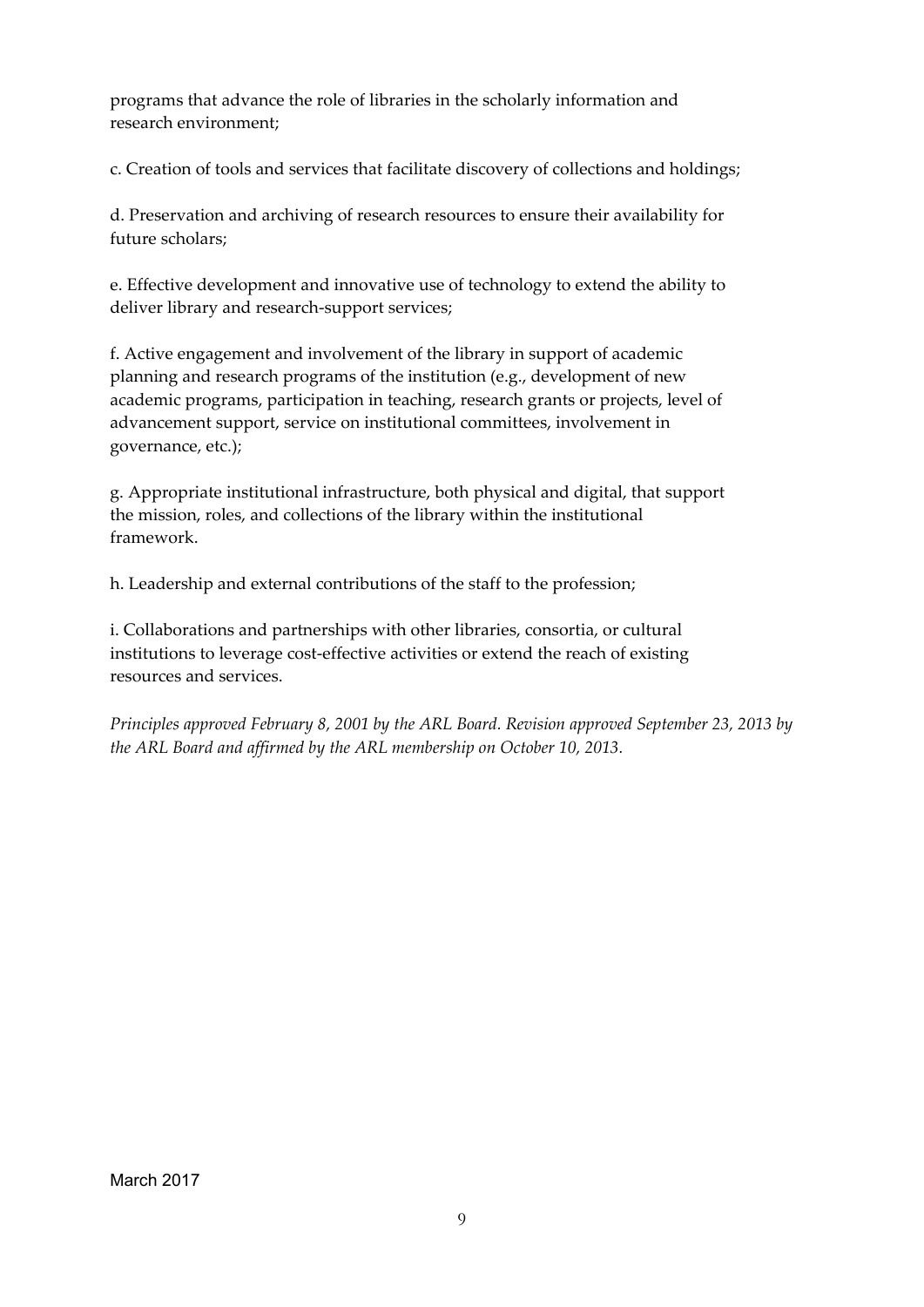programs that advance the role of libraries in the scholarly information and research environment;

c. Creation of tools and services that facilitate discovery of collections and holdings;

d. Preservation and archiving of research resources to ensure their availability for future scholars;

e. Effective development and innovative use of technology to extend the ability to deliver library and research-support services;

f. Active engagement and involvement of the library in support of academic planning and research programs of the institution (e.g., development of new academic programs, participation in teaching, research grants or projects, level of advancement support, service on institutional committees, involvement in governance, etc.);

g. Appropriate institutional infrastructure, both physical and digital, that support the mission, roles, and collections of the library within the institutional framework.

h. Leadership and external contributions of the staff to the profession;

i. Collaborations and partnerships with other libraries, consortia, or cultural institutions to leverage cost-effective activities or extend the reach of existing resources and services.

*Principles approved February 8, 2001 by the ARL Board. Revision approved September 23, 2013 by the ARL Board and affirmed by the ARL membership on October 10, 2013.*

March 2017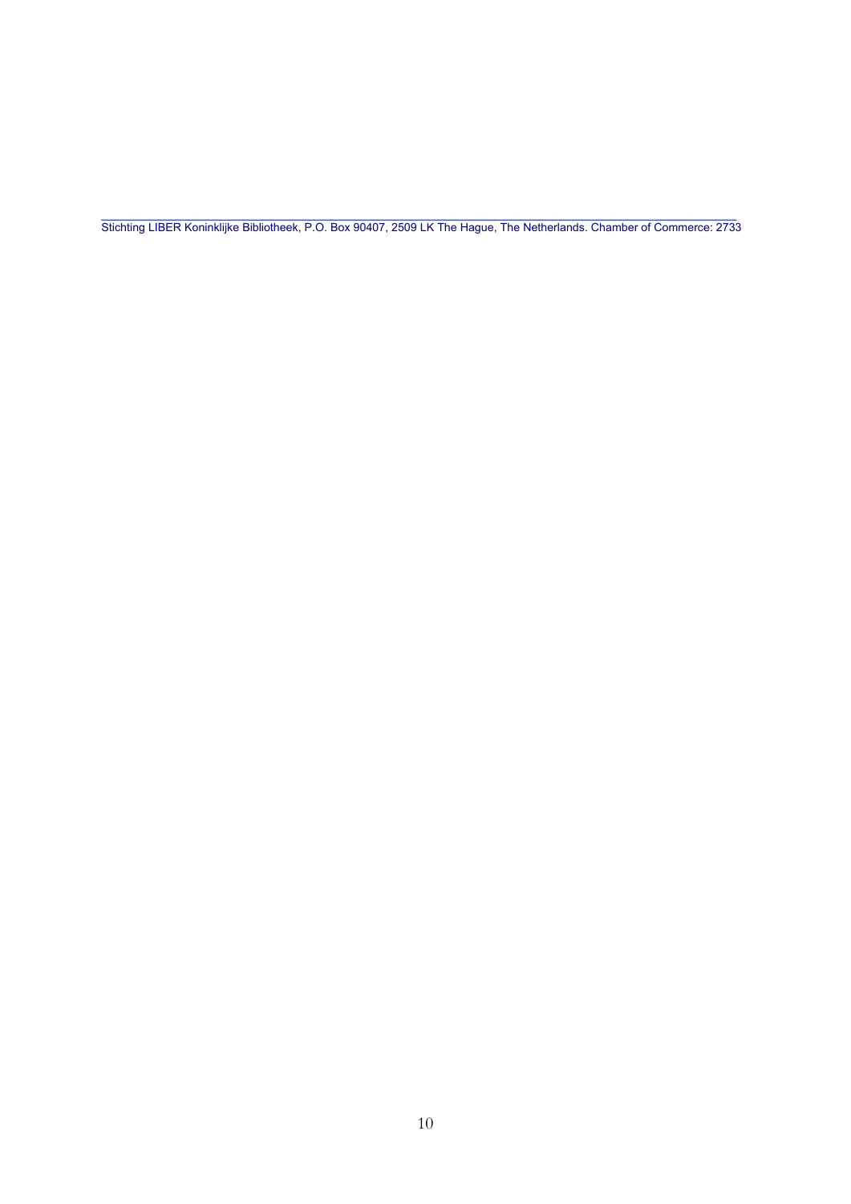Stichting LIBER Koninklijke Bibliotheek, P.O. Box 90407, 2509 LK The Hague, The Netherlands. Chamber of Commerce: 2733